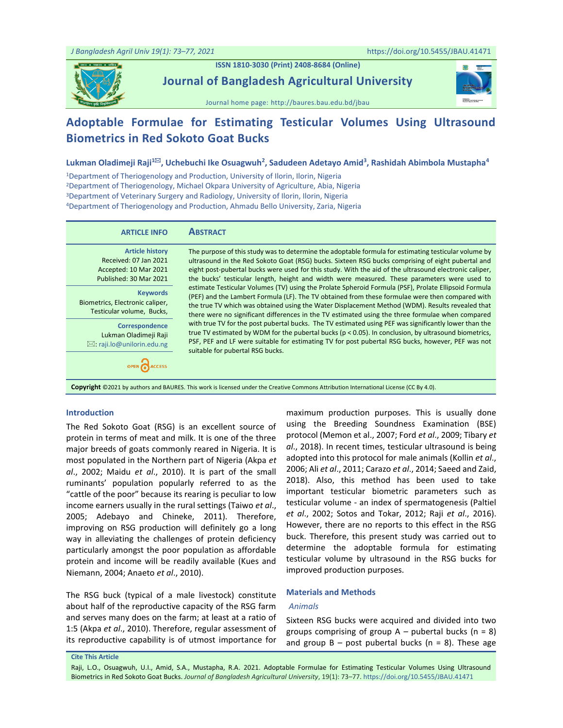# Adoptable Formulae for Estimating Testicular Volumes Using Ultrasound Biometrics in Red Sokoto Goat Bucks

**Lukman Oladimeji Raji[1✉], Uchebuchi Ike Osuagwuh[2], Sadudeen Adetayo Amid[3], Rashidah Abimbola Mustapha[4]**

[1]Department of Theriogenology and Production, University of Ilorin, Ilorin, Nigeria
[2]Department of Theriogenology, Michael Okpara University of Agriculture, Abia, Nigeria
[3]Department of Veterinary Surgery and Radiology, University of Ilorin, Ilorin, Nigeria
[4]Department of Theriogenology and Production, Ahmadu Bello University, Zaria, Nigeria

**ARTICLE INFO**

**Article history**
Received: 07 Jan 2021
Accepted: 10 Mar 2021
Published: 30 Mar 2021

**Keywords**
Biometrics, Electronic caliper, Testicular volume, Bucks,

**Correspondence**
Lukman Oladimeji Raji
✉: raji.lo@unilorin.edu.ng

OPEN ACCESS

## Abstract

The purpose of this study was to determine the adoptable formula for estimating testicular volume by ultrasound in the Red Sokoto Goat (RSG) bucks. Sixteen RSG bucks comprising of eight pubertal and eight post-pubertal bucks were used for this study. With the aid of the ultrasound electronic caliper, the bucks' testicular length, height and width were measured. These parameters were used to estimate Testicular Volumes (TV) using the Prolate Spheroid Formula (PSF), Prolate Ellipsoid Formula (PEF) and the Lambert Formula (LF). The TV obtained from these formulae were then compared with the true TV which was obtained using the Water Displacement Method (WDM). Results revealed that there were no significant differences in the TV estimated using the three formulae when compared with true TV for the post pubertal bucks. The TV estimated using PEF was significantly lower than the true TV estimated by WDM for the pubertal bucks ($p < 0.05$). In conclusion, by ultrasound biometrics, PSF, PEF and LF were suitable for estimating TV for post pubertal RSG bucks, however, PEF was not suitable for pubertal RSG bucks.

**Copyright** ©2021 by authors and BAURES. This work is licensed under the Creative Commons Attribution International License (CC By 4.0).

## Introduction

The Red Sokoto Goat (RSG) is an excellent source of protein in terms of meat and milk. It is one of the three major breeds of goats commonly reared in Nigeria. It is most populated in the Northern part of Nigeria (Akpa *et al*., 2002; Maidu *et al*., 2010). It is part of the small ruminants' population popularly referred to as the "cattle of the poor" because its rearing is peculiar to low income earners usually in the rural settings (Taiwo *et al*., 2005; Adebayo and Chineke, 2011). Therefore, improving on RSG production will definitely go a long way in alleviating the challenges of protein deficiency particularly amongst the poor population as affordable protein and income will be readily available (Kues and Niemann, 2004; Anaeto *et al*., 2010).

The RSG buck (typical of a male livestock) constitute about half of the reproductive capacity of the RSG farm and serves many does on the farm; at least at a ratio of 1:5 (Akpa *et al*., 2010). Therefore, regular assessment of its reproductive capability is of utmost importance for maximum production purposes. This is usually done using the Breeding Soundness Examination (BSE) protocol (Memon et al., 2007; Ford *et al*., 2009; Tibary *et al*., 2018). In recent times, testicular ultrasound is being adopted into this protocol for male animals (Kollin *et al*., 2006; Ali *et al*., 2011; Carazo *et al*., 2014; Saeed and Zaid, 2018). Also, this method has been used to take important testicular biometric parameters such as testicular volume - an index of spermatogenesis (Paltiel *et al*., 2002; Sotos and Tokar, 2012; Raji *et al*., 2016). However, there are no reports to this effect in the RSG buck. Therefore, this present study was carried out to determine the adoptable formula for estimating testicular volume by ultrasound in the RSG bucks for improved production purposes.

## Materials and Methods

### *Animals*

Sixteen RSG bucks were acquired and divided into two groups comprising of group A – pubertal bucks (n = 8) and group B – post pubertal bucks (n = 8). These age

**Cite This Article**
Raji, L.O., Osuagwuh, U.I., Amid, S.A., Mustapha, R.A. 2021. Adoptable Formulae for Estimating Testicular Volumes Using Ultrasound Biometrics in Red Sokoto Goat Bucks. *Journal of Bangladesh Agricultural University*, 19(1): 73–77. https://doi.org/10.5455/JBAU.41471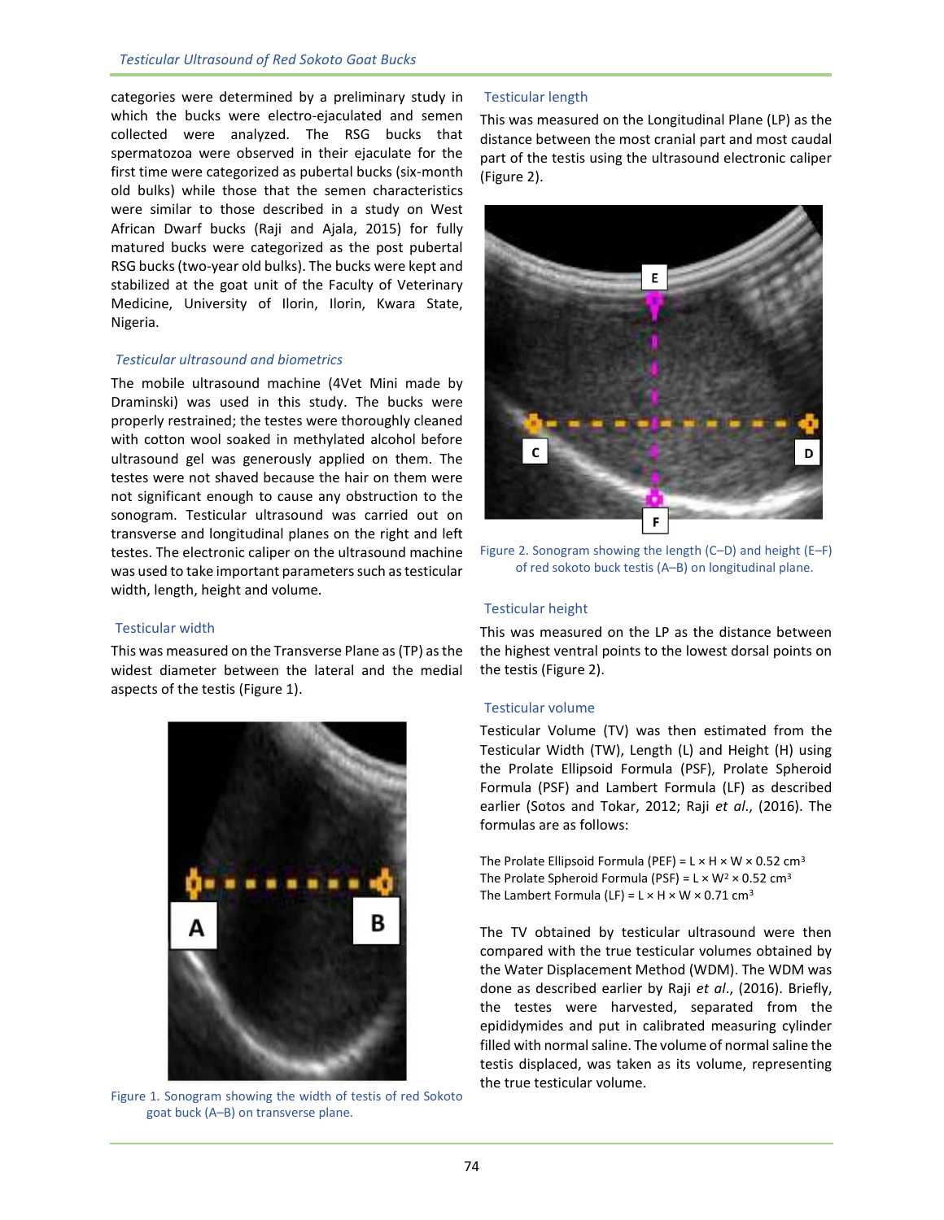categories were determined by a preliminary study in which the bucks were electro-ejaculated and semen collected were analyzed. The RSG bucks that spermatozoa were observed in their ejaculate for the first time were categorized as pubertal bucks (six-month old bulks) while those that the semen characteristics were similar to those described in a study on West African Dwarf bucks (Raji and Ajala, 2015) for fully matured bucks were categorized as the post pubertal RSG bucks (two-year old bulks). The bucks were kept and stabilized at the goat unit of the Faculty of Veterinary Medicine, University of Ilorin, Ilorin, Kwara State, Nigeria.

### *Testicular ultrasound and biometrics*

The mobile ultrasound machine (4Vet Mini made by Draminski) was used in this study. The bucks were properly restrained; the testes were thoroughly cleaned with cotton wool soaked in methylated alcohol before ultrasound gel was generously applied on them. The testes were not shaved because the hair on them were not significant enough to cause any obstruction to the sonogram. Testicular ultrasound was carried out on transverse and longitudinal planes on the right and left testes. The electronic caliper on the ultrasound machine was used to take important parameters such as testicular width, length, height and volume.

#### Testicular width

This was measured on the Transverse Plane as (TP) as the widest diameter between the lateral and the medial aspects of the testis (Figure 1).

Figure 1. Sonogram showing the width of testis of red Sokoto goat buck (A–B) on transverse plane.

#### Testicular length

This was measured on the Longitudinal Plane (LP) as the distance between the most cranial part and most caudal part of the testis using the ultrasound electronic caliper (Figure 2).

Figure 2. Sonogram showing the length (C–D) and height (E–F) of red sokoto buck testis (A–B) on longitudinal plane.

#### Testicular height

This was measured on the LP as the distance between the highest ventral points to the lowest dorsal points on the testis (Figure 2).

#### Testicular volume

Testicular Volume (TV) was then estimated from the Testicular Width (TW), Length (L) and Height (H) using the Prolate Ellipsoid Formula (PSF), Prolate Spheroid Formula (PSF) and Lambert Formula (LF) as described earlier (Sotos and Tokar, 2012; Raji *et al*., (2016). The formulas are as follows:

The Prolate Ellipsoid Formula (PEF) = $L \times H \times W \times 0.52\ cm^3$
The Prolate Spheroid Formula (PSF) = $L \times W^2 \times 0.52\ cm^3$
The Lambert Formula (LF) = $L \times H \times W \times 0.71\ cm^3$

The TV obtained by testicular ultrasound were then compared with the true testicular volumes obtained by the Water Displacement Method (WDM). The WDM was done as described earlier by Raji *et al*., (2016). Briefly, the testes were harvested, separated from the epididymides and put in calibrated measuring cylinder filled with normal saline. The volume of normal saline the testis displaced, was taken as its volume, representing the true testicular volume.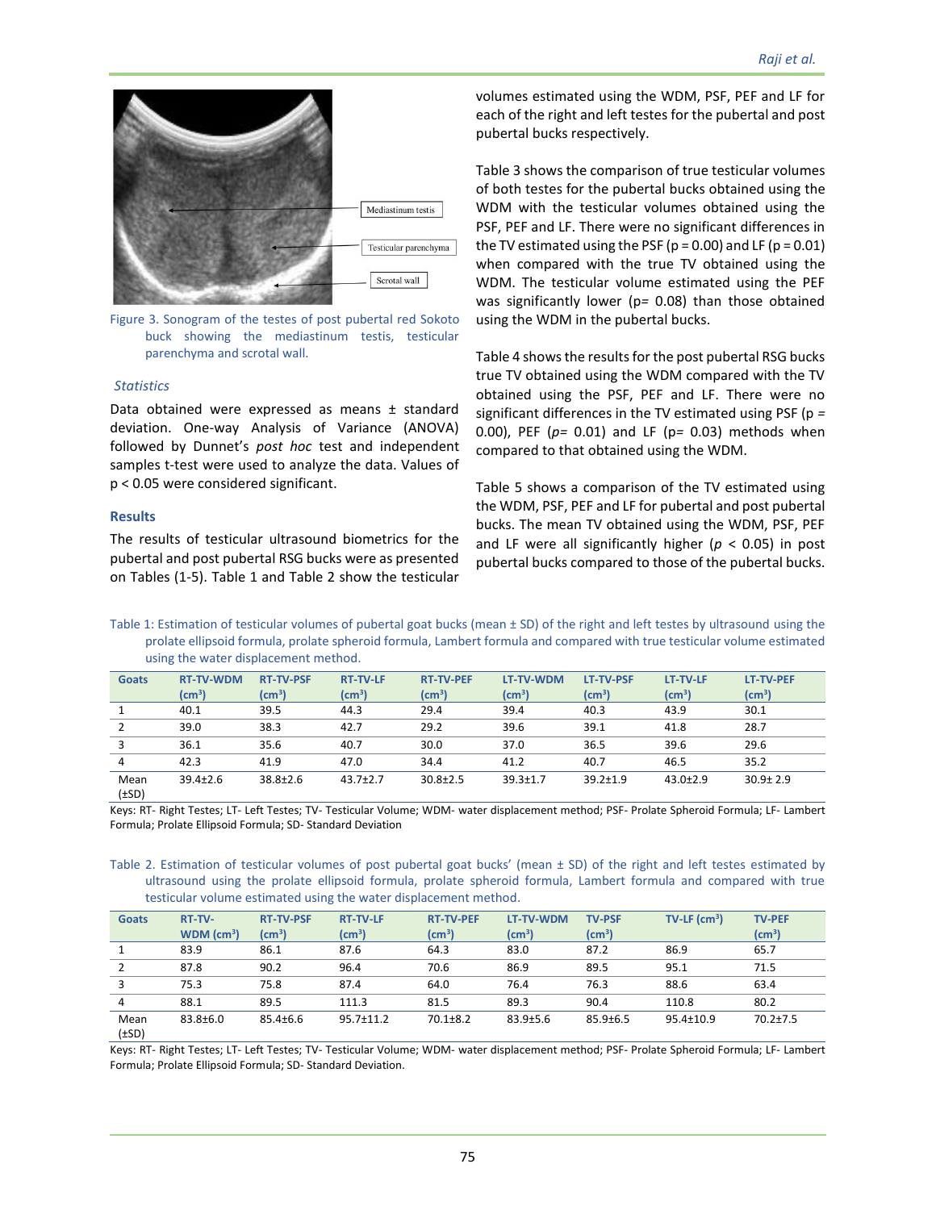Figure 3. Sonogram of the testes of post pubertal red Sokoto buck showing the mediastinum testis, testicular parenchyma and scrotal wall.

### *Statistics*

Data obtained were expressed as means ± standard deviation. One-way Analysis of Variance (ANOVA) followed by Dunnet's *post hoc* test and independent samples t-test were used to analyze the data. Values of p < 0.05 were considered significant.

### Results

The results of testicular ultrasound biometrics for the pubertal and post pubertal RSG bucks were as presented on Tables (1-5). Table 1 and Table 2 show the testicular volumes estimated using the WDM, PSF, PEF and LF for each of the right and left testes for the pubertal and post pubertal bucks respectively.

Table 3 shows the comparison of true testicular volumes of both testes for the pubertal bucks obtained using the WDM with the testicular volumes obtained using the PSF, PEF and LF. There were no significant differences in the TV estimated using the PSF (p = 0.00) and LF (p = 0.01) when compared with the true TV obtained using the WDM. The testicular volume estimated using the PEF was significantly lower (p= 0.08) than those obtained using the WDM in the pubertal bucks.

Table 4 shows the results for the post pubertal RSG bucks true TV obtained using the WDM compared with the TV obtained using the PSF, PEF and LF. There were no significant differences in the TV estimated using PSF (p = 0.00), PEF (*p*= 0.01) and LF (p= 0.03) methods when compared to that obtained using the WDM.

Table 5 shows a comparison of the TV estimated using the WDM, PSF, PEF and LF for pubertal and post pubertal bucks. The mean TV obtained using the WDM, PSF, PEF and LF were all significantly higher (*p* < 0.05) in post pubertal bucks compared to those of the pubertal bucks.

Table 1: Estimation of testicular volumes of pubertal goat bucks (mean ± SD) of the right and left testes by ultrasound using the prolate ellipsoid formula, prolate spheroid formula, Lambert formula and compared with true testicular volume estimated using the water displacement method.

| Goats | RT-TV-WDM ($cm^3$) | RT-TV-PSF ($cm^3$) | RT-TV-LF ($cm^3$) | RT-TV-PEF ($cm^3$) | LT-TV-WDM ($cm^3$) | LT-TV-PSF ($cm^3$) | LT-TV-LF ($cm^3$) | LT-TV-PEF ($cm^3$) |
|---|---|---|---|---|---|---|---|---|
| 1 | 40.1 | 39.5 | 44.3 | 29.4 | 39.4 | 40.3 | 43.9 | 30.1 |
| 2 | 39.0 | 38.3 | 42.7 | 29.2 | 39.6 | 39.1 | 41.8 | 28.7 |
| 3 | 36.1 | 35.6 | 40.7 | 30.0 | 37.0 | 36.5 | 39.6 | 29.6 |
| 4 | 42.3 | 41.9 | 47.0 | 34.4 | 41.2 | 40.7 | 46.5 | 35.2 |
| Mean (±SD) | 39.4±2.6 | 38.8±2.6 | 43.7±2.7 | 30.8±2.5 | 39.3±1.7 | 39.2±1.9 | 43.0±2.9 | 30.9± 2.9 |

Keys: RT- Right Testes; LT- Left Testes; TV- Testicular Volume; WDM- water displacement method; PSF- Prolate Spheroid Formula; LF- Lambert Formula; Prolate Ellipsoid Formula; SD- Standard Deviation

Table 2. Estimation of testicular volumes of post pubertal goat bucks' (mean ± SD) of the right and left testes estimated by ultrasound using the prolate ellipsoid formula, prolate spheroid formula, Lambert formula and compared with true testicular volume estimated using the water displacement method.

| Goats | RT-TV-WDM ($cm^3$) | RT-TV-PSF ($cm^3$) | RT-TV-LF ($cm^3$) | RT-TV-PEF ($cm^3$) | LT-TV-WDM ($cm^3$) | TV-PSF ($cm^3$) | TV-LF ($cm^3$) | TV-PEF ($cm^3$) |
|---|---|---|---|---|---|---|---|---|
| 1 | 83.9 | 86.1 | 87.6 | 64.3 | 83.0 | 87.2 | 86.9 | 65.7 |
| 2 | 87.8 | 90.2 | 96.4 | 70.6 | 86.9 | 89.5 | 95.1 | 71.5 |
| 3 | 75.3 | 75.8 | 87.4 | 64.0 | 76.4 | 76.3 | 88.6 | 63.4 |
| 4 | 88.1 | 89.5 | 111.3 | 81.5 | 89.3 | 90.4 | 110.8 | 80.2 |
| Mean (±SD) | 83.8±6.0 | 85.4±6.6 | 95.7±11.2 | 70.1±8.2 | 83.9±5.6 | 85.9±6.5 | 95.4±10.9 | 70.2±7.5 |

Keys: RT- Right Testes; LT- Left Testes; TV- Testicular Volume; WDM- water displacement method; PSF- Prolate Spheroid Formula; LF- Lambert Formula; Prolate Ellipsoid Formula; SD- Standard Deviation.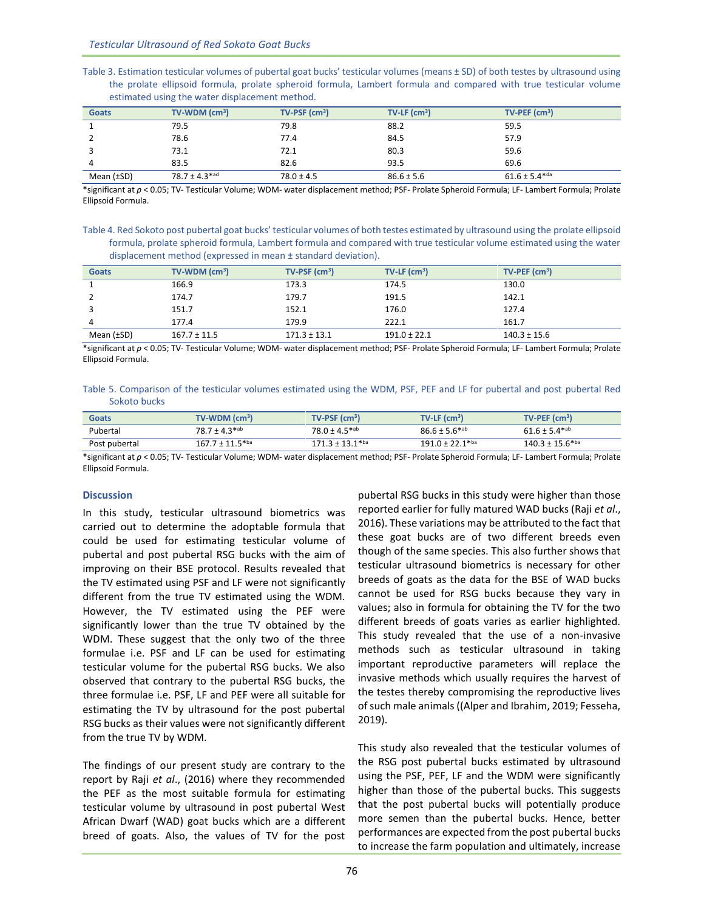Table 3. Estimation testicular volumes of pubertal goat bucks' testicular volumes (means ± SD) of both testes by ultrasound using the prolate ellipsoid formula, prolate spheroid formula, Lambert formula and compared with true testicular volume estimated using the water displacement method.

| Goats | TV-WDM ($cm^3$) | TV-PSF ($cm^3$) | TV-LF ($cm^3$) | TV-PEF ($cm^3$) |
|---|---|---|---|---|
| 1 | 79.5 | 79.8 | 88.2 | 59.5 |
| 2 | 78.6 | 77.4 | 84.5 | 57.9 |
| 3 | 73.1 | 72.1 | 80.3 | 59.6 |
| 4 | 83.5 | 82.6 | 93.5 | 69.6 |
| Mean (±SD) | 78.7 ± 4.3*[ad] | 78.0 ± 4.5 | 86.6 ± 5.6 | 61.6 ± 5.4*[da] |

*significant at $p < 0.05$; TV- Testicular Volume; WDM- water displacement method; PSF- Prolate Spheroid Formula; LF- Lambert Formula; Prolate Ellipsoid Formula.

Table 4. Red Sokoto post pubertal goat bucks' testicular volumes of both testes estimated by ultrasound using the prolate ellipsoid formula, prolate spheroid formula, Lambert formula and compared with true testicular volume estimated using the water displacement method (expressed in mean ± standard deviation).

| Goats | TV-WDM ($cm^3$) | TV-PSF ($cm^3$) | TV-LF ($cm^3$) | TV-PEF ($cm^3$) |
|---|---|---|---|---|
| 1 | 166.9 | 173.3 | 174.5 | 130.0 |
| 2 | 174.7 | 179.7 | 191.5 | 142.1 |
| 3 | 151.7 | 152.1 | 176.0 | 127.4 |
| 4 | 177.4 | 179.9 | 222.1 | 161.7 |
| Mean (±SD) | 167.7 ± 11.5 | 171.3 ± 13.1 | 191.0 ± 22.1 | 140.3 ± 15.6 |

*significant at $p < 0.05$; TV- Testicular Volume; WDM- water displacement method; PSF- Prolate Spheroid Formula; LF- Lambert Formula; Prolate Ellipsoid Formula.

Table 5. Comparison of the testicular volumes estimated using the WDM, PSF, PEF and LF for pubertal and post pubertal Red Sokoto bucks

| Goats | TV-WDM ($cm^3$) | TV-PSF ($cm^3$) | TV-LF ($cm^3$) | TV-PEF ($cm^3$) |
|---|---|---|---|---|
| Pubertal | 78.7 ± 4.3*[ab] | 78.0 ± 4.5*[ab] | 86.6 ± 5.6*[ab] | 61.6 ± 5.4*[ab] |
| Post pubertal | 167.7 ± 11.5*[ba] | 171.3 ± 13.1*[ba] | 191.0 ± 22.1*[ba] | 140.3 ± 15.6*[ba] |

*significant at $p < 0.05$; TV- Testicular Volume; WDM- water displacement method; PSF- Prolate Spheroid Formula; LF- Lambert Formula; Prolate Ellipsoid Formula.

## Discussion

In this study, testicular ultrasound biometrics was carried out to determine the adoptable formula that could be used for estimating testicular volume of pubertal and post pubertal RSG bucks with the aim of improving on their BSE protocol. Results revealed that the TV estimated using PSF and LF were not significantly different from the true TV estimated using the WDM. However, the TV estimated using the PEF were significantly lower than the true TV obtained by the WDM. These suggest that the only two of the three formulae i.e. PSF and LF can be used for estimating testicular volume for the pubertal RSG bucks. We also observed that contrary to the pubertal RSG bucks, the three formulae i.e. PSF, LF and PEF were all suitable for estimating the TV by ultrasound for the post pubertal RSG bucks as their values were not significantly different from the true TV by WDM.

The findings of our present study are contrary to the report by Raji *et al.*, (2016) where they recommended the PEF as the most suitable formula for estimating testicular volume by ultrasound in post pubertal West African Dwarf (WAD) goat bucks which are a different breed of goats. Also, the values of TV for the post pubertal RSG bucks in this study were higher than those reported earlier for fully matured WAD bucks (Raji *et al.*, 2016). These variations may be attributed to the fact that these goat bucks are of two different breeds even though of the same species. This also further shows that testicular ultrasound biometrics is necessary for other breeds of goats as the data for the BSE of WAD bucks cannot be used for RSG bucks because they vary in values; also in formula for obtaining the TV for the two different breeds of goats varies as earlier highlighted. This study revealed that the use of a non-invasive methods such as testicular ultrasound in taking important reproductive parameters will replace the invasive methods which usually requires the harvest of the testes thereby compromising the reproductive lives of such male animals ((Alper and Ibrahim, 2019; Fesseha, 2019).

This study also revealed that the testicular volumes of the RSG post pubertal bucks estimated by ultrasound using the PSF, PEF, LF and the WDM were significantly higher than those of the pubertal bucks. This suggests that the post pubertal bucks will potentially produce more semen than the pubertal bucks. Hence, better performances are expected from the post pubertal bucks to increase the farm population and ultimately, increase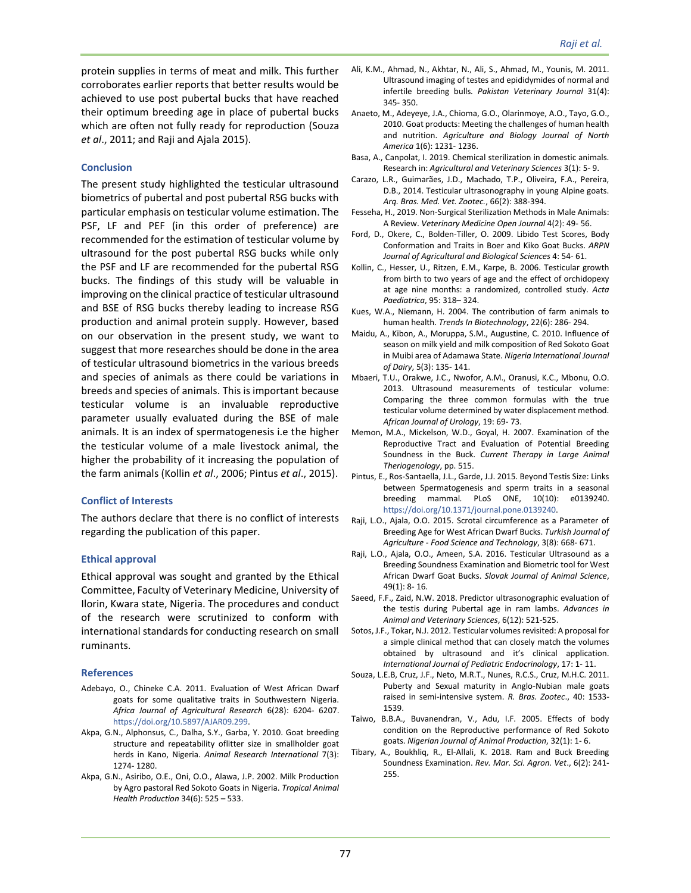protein supplies in terms of meat and milk. This further corroborates earlier reports that better results would be achieved to use post pubertal bucks that have reached their optimum breeding age in place of pubertal bucks which are often not fully ready for reproduction (Souza *et al*., 2011; and Raji and Ajala 2015).

## Conclusion

The present study highlighted the testicular ultrasound biometrics of pubertal and post pubertal RSG bucks with particular emphasis on testicular volume estimation. The PSF, LF and PEF (in this order of preference) are recommended for the estimation of testicular volume by ultrasound for the post pubertal RSG bucks while only the PSF and LF are recommended for the pubertal RSG bucks. The findings of this study will be valuable in improving on the clinical practice of testicular ultrasound and BSE of RSG bucks thereby leading to increase RSG production and animal protein supply. However, based on our observation in the present study, we want to suggest that more researches should be done in the area of testicular ultrasound biometrics in the various breeds and species of animals as there could be variations in breeds and species of animals. This is important because testicular volume is an invaluable reproductive parameter usually evaluated during the BSE of male animals. It is an index of spermatogenesis i.e the higher the testicular volume of a male livestock animal, the higher the probability of it increasing the population of the farm animals (Kollin *et al*., 2006; Pintus *et al*., 2015).

## Conflict of Interests

The authors declare that there is no conflict of interests regarding the publication of this paper.

## Ethical approval

Ethical approval was sought and granted by the Ethical Committee, Faculty of Veterinary Medicine, University of Ilorin, Kwara state, Nigeria. The procedures and conduct of the research were scrutinized to conform with international standards for conducting research on small ruminants.

## References

Adebayo, O., Chineke C.A. 2011. Evaluation of West African Dwarf goats for some qualitative traits in Southwestern Nigeria. *Africa Journal of Agricultural Research* 6(28): 6204- 6207. https://doi.org/10.5897/AJAR09.299.

Akpa, G.N., Alphonsus, C., Dalha, S.Y., Garba, Y. 2010. Goat breeding structure and repeatability oflitter size in smallholder goat herds in Kano, Nigeria. *Animal Research International* 7(3): 1274- 1280.

Akpa, G.N., Asiribo, O.E., Oni, O.O., Alawa, J.P. 2002. Milk Production by Agro pastoral Red Sokoto Goats in Nigeria. *Tropical Animal Health Production* 34(6): 525 – 533.

Ali, K.M., Ahmad, N., Akhtar, N., Ali, S., Ahmad, M., Younis, M. 2011. Ultrasound imaging of testes and epididymides of normal and infertile breeding bulls. *Pakistan Veterinary Journal* 31(4): 345- 350.

Anaeto, M., Adeyeye, J.A., Chioma, G.O., Olarinmoye, A.O., Tayo, G.O., 2010. Goat products: Meeting the challenges of human health and nutrition. *Agriculture and Biology Journal of North America* 1(6): 1231- 1236.

Basa, A., Canpolat, I. 2019. Chemical sterilization in domestic animals. Research in: *Agricultural and Veterinary Sciences* 3(1): 5- 9.

Carazo, L.R., Guimarães, J.D., Machado, T.P., Oliveira, F.A., Pereira, D.B., 2014. Testicular ultrasonography in young Alpine goats. *Arq. Bras. Med. Vet. Zootec.*, 66(2): 388-394.

Fesseha, H., 2019. Non-Surgical Sterilization Methods in Male Animals: A Review. *Veterinary Medicine Open Journal* 4(2): 49- 56.

Ford, D., Okere, C., Bolden-Tiller, O. 2009. Libido Test Scores, Body Conformation and Traits in Boer and Kiko Goat Bucks. *ARPN Journal of Agricultural and Biological Sciences* 4: 54- 61.

Kollin, C., Hesser, U., Ritzen, E.M., Karpe, B. 2006. Testicular growth from birth to two years of age and the effect of orchidopexy at age nine months: a randomized, controlled study. *Acta Paediatrica*, 95: 318– 324.

Kues, W.A., Niemann, H. 2004. The contribution of farm animals to human health. *Trends In Biotechnology*, 22(6): 286- 294.

Maidu, A., Kibon, A., Moruppa, S.M., Augustine, C. 2010. Influence of season on milk yield and milk composition of Red Sokoto Goat in Muibi area of Adamawa State. *Nigeria International Journal of Dairy*, 5(3): 135- 141.

Mbaeri, T.U., Orakwe, J.C., Nwofor, A.M., Oranusi, K.C., Mbonu, O.O. 2013. Ultrasound measurements of testicular volume: Comparing the three common formulas with the true testicular volume determined by water displacement method. *African Journal of Urology*, 19: 69- 73.

Memon, M.A., Mickelson, W.D., Goyal, H. 2007. Examination of the Reproductive Tract and Evaluation of Potential Breeding Soundness in the Buck. *Current Therapy in Large Animal Theriogenology*, pp. 515.

Pintus, E., Ros-Santaella, J.L., Garde, J.J. 2015. Beyond Testis Size: Links between Spermatogenesis and sperm traits in a seasonal breeding mammal. PLoS ONE, 10(10): e0139240. https://doi.org/10.1371/journal.pone.0139240.

Raji, L.O., Ajala, O.O. 2015. Scrotal circumference as a Parameter of Breeding Age for West African Dwarf Bucks. *Turkish Journal of Agriculture - Food Science and Technology*, 3(8): 668- 671.

Raji, L.O., Ajala, O.O., Ameen, S.A. 2016. Testicular Ultrasound as a Breeding Soundness Examination and Biometric tool for West African Dwarf Goat Bucks. *Slovak Journal of Animal Science*, 49(1): 8- 16.

Saeed, F.F., Zaid, N.W. 2018. Predictor ultrasonographic evaluation of the testis during Pubertal age in ram lambs. *Advances in Animal and Veterinary Sciences*, 6(12): 521-525.

Sotos, J.F., Tokar, N.J. 2012. Testicular volumes revisited: A proposal for a simple clinical method that can closely match the volumes obtained by ultrasound and it's clinical application. *International Journal of Pediatric Endocrinology*, 17: 1- 11.

Souza, L.E.B, Cruz, J.F., Neto, M.R.T., Nunes, R.C.S., Cruz, M.H.C. 2011. Puberty and Sexual maturity in Anglo-Nubian male goats raised in semi-intensive system. *R. Bras. Zootec*., 40: 1533-1539.

Taiwo, B.B.A., Buvanendran, V., Adu, I.F. 2005. Effects of body condition on the Reproductive performance of Red Sokoto goats. *Nigerian Journal of Animal Production*, 32(1): 1- 6.

Tibary, A., Boukhliq, R., El-Allali, K. 2018. Ram and Buck Breeding Soundness Examination. *Rev. Mar. Sci. Agron. Vet*., 6(2): 241-255.